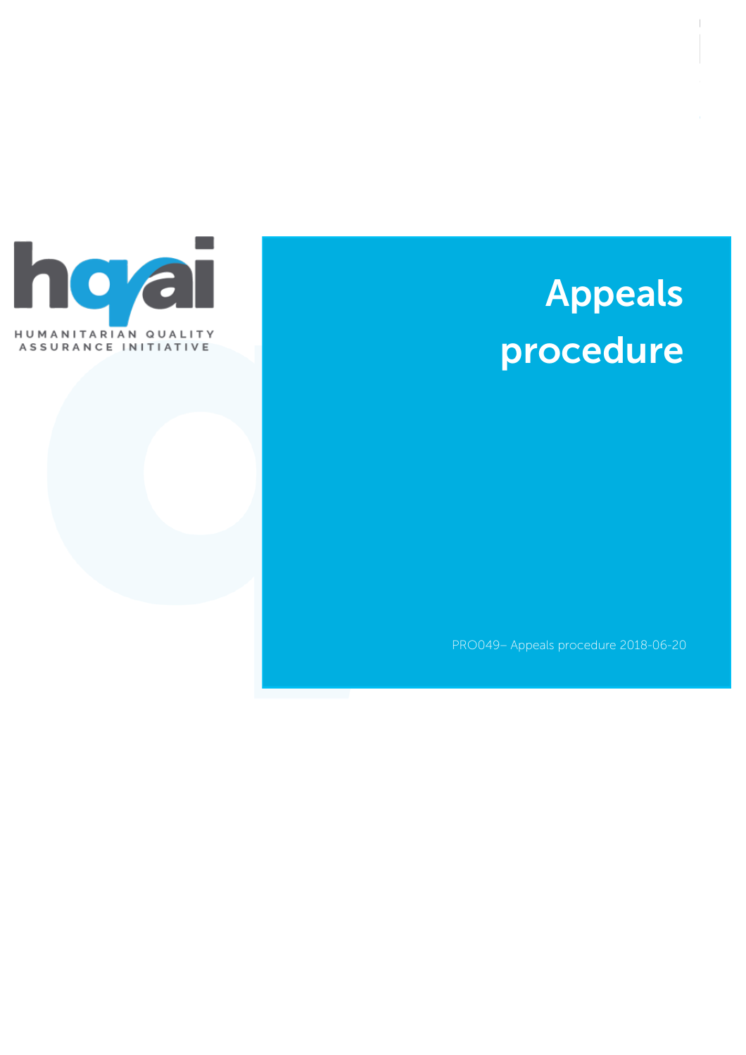HUMANITARIAN QUALITY ASSURANCE INITIATIVE

# Appeals procedure

PRO049– Appeals procedure 2018-06-20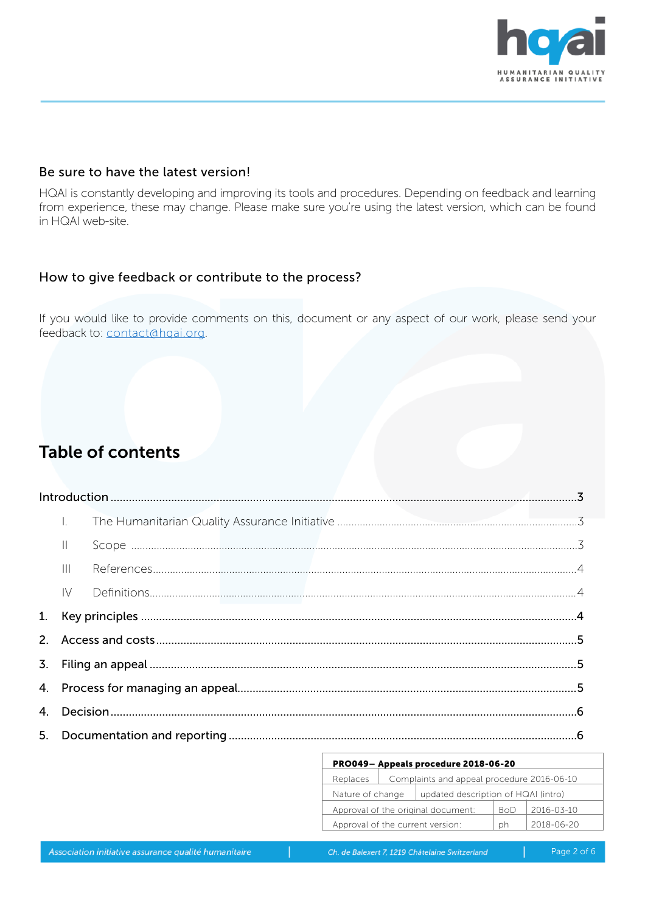### Be sure to have the latest version!

HQAI is constantly developing and improving its tools and procedures. Depending on feedback and learning from experience, these may change. Please make sure you're using the latest version, which can be found in HQAI web-site.

### How to give feedback or contribute to the process?

If you would like to provide comments on this, document or any aspect of our work, please send your feedback to: [contact@hqai.org](mailto:contact@hqai.org).

## Table of contents

Introduction ....................................................................................................3

- I. The Humanitarian Quality Assurance Initiative ....................................3
- II Scope ....................................................................................................3
- III References ..........................................................................................4
- IV Definitions...........................................................................................4

1. Key principles ...............................................................................................4
2. Access and costs ..........................................................................................5
3. Filing an appeal ............................................................................................5
4. Process for managing an appeal...................................................................5
4. Decision ........................................................................................................6
5. Documentation and reporting ......................................................................6

| PRO049– Appeals procedure 2018-06-20 | | |
|---|---|---|
| Replaces | Complaints and appeal procedure 2016-06-10 | |
| Nature of change | updated description of HQAI (intro) | |
| Approval of the original document: | BoD | 2016-03-10 |
| Approval of the current version: | ph | 2018-06-20 |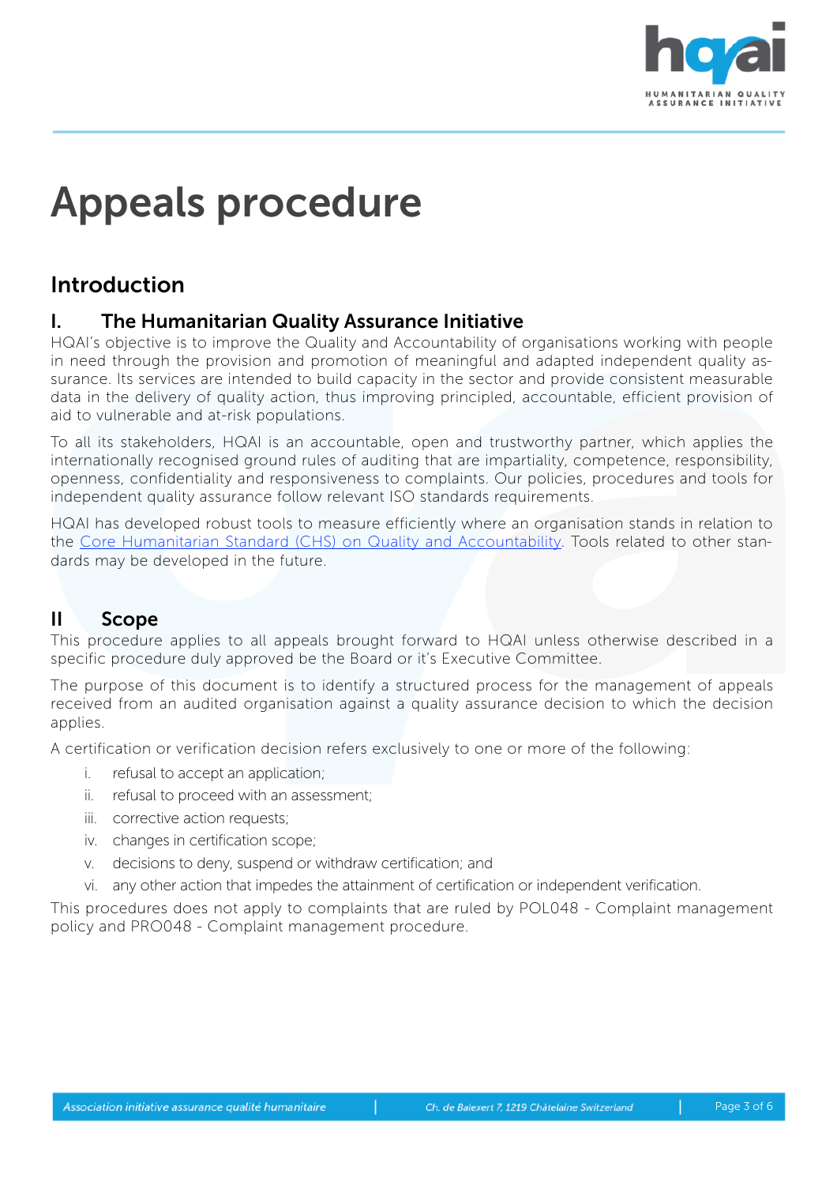# Appeals procedure

## Introduction

### I. The Humanitarian Quality Assurance Initiative

HQAI's objective is to improve the Quality and Accountability of organisations working with people in need through the provision and promotion of meaningful and adapted independent quality assurance. Its services are intended to build capacity in the sector and provide consistent measurable data in the delivery of quality action, thus improving principled, accountable, efficient provision of aid to vulnerable and at-risk populations.

To all its stakeholders, HQAI is an accountable, open and trustworthy partner, which applies the internationally recognised ground rules of auditing that are impartiality, competence, responsibility, openness, confidentiality and responsiveness to complaints. Our policies, procedures and tools for independent quality assurance follow relevant ISO standards requirements.

HQAI has developed robust tools to measure efficiently where an organisation stands in relation to the Core Humanitarian Standard (CHS) on Quality and Accountability. Tools related to other standards may be developed in the future.

### II Scope

This procedure applies to all appeals brought forward to HQAI unless otherwise described in a specific procedure duly approved be the Board or it's Executive Committee.

The purpose of this document is to identify a structured process for the management of appeals received from an audited organisation against a quality assurance decision to which the decision applies.

A certification or verification decision refers exclusively to one or more of the following:

i. refusal to accept an application;
ii. refusal to proceed with an assessment;
iii. corrective action requests;
iv. changes in certification scope;
v. decisions to deny, suspend or withdraw certification; and
vi. any other action that impedes the attainment of certification or independent verification.

This procedures does not apply to complaints that are ruled by POL048 - Complaint management policy and PRO048 - Complaint management procedure.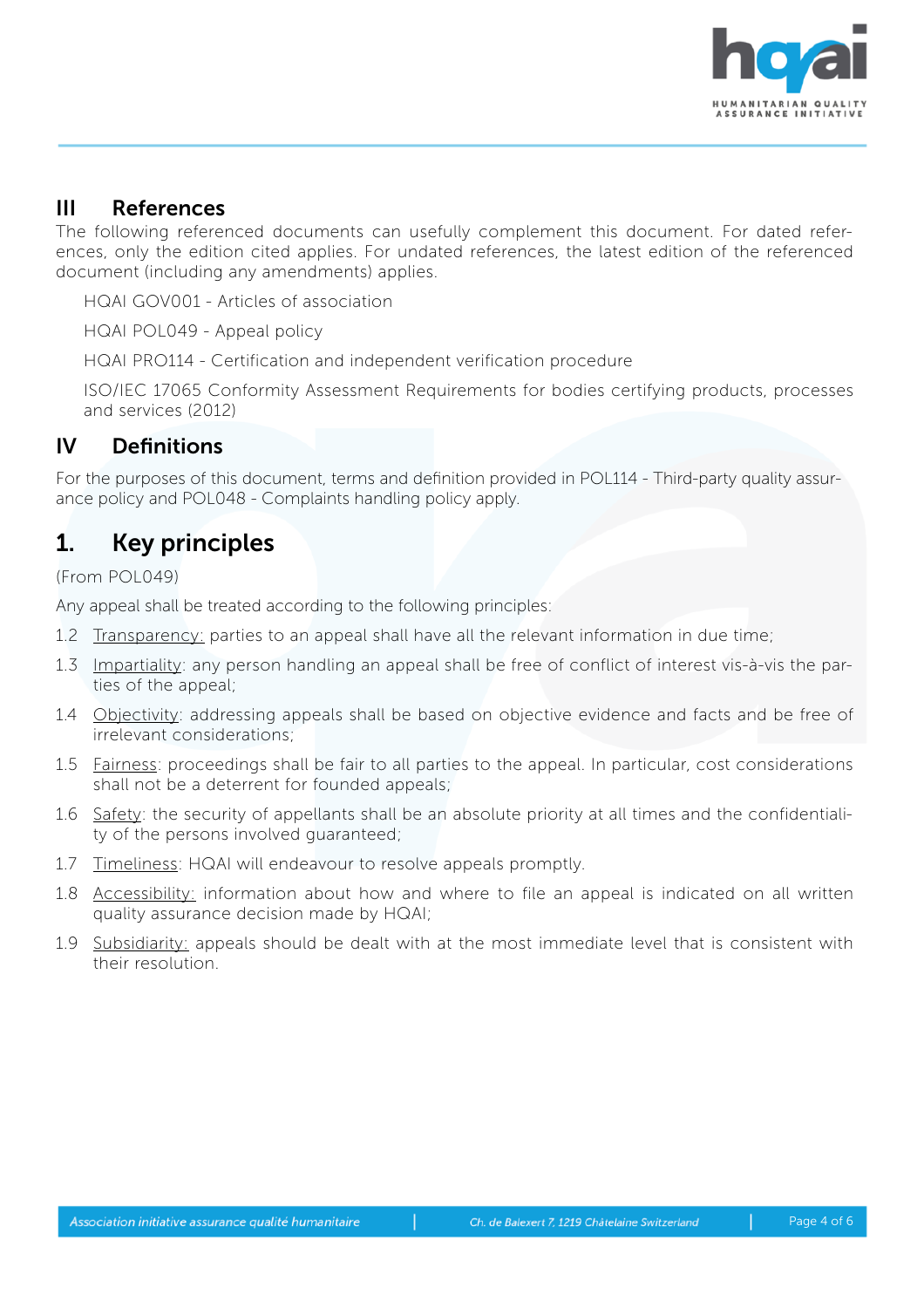## III References

The following referenced documents can usefully complement this document. For dated references, only the edition cited applies. For undated references, the latest edition of the referenced document (including any amendments) applies.

HQAI GOV001 - Articles of association

HQAI POL049 - Appeal policy

HQAI PRO114 - Certification and independent verification procedure

ISO/IEC 17065 Conformity Assessment Requirements for bodies certifying products, processes and services (2012)

## IV Definitions

For the purposes of this document, terms and definition provided in POL114 - Third-party quality assurance policy and POL048 - Complaints handling policy apply.

# 1. Key principles

(From POL049)

Any appeal shall be treated according to the following principles:

1.2 Transparency: parties to an appeal shall have all the relevant information in due time;

1.3 Impartiality: any person handling an appeal shall be free of conflict of interest vis-à-vis the parties of the appeal;

1.4 Objectivity: addressing appeals shall be based on objective evidence and facts and be free of irrelevant considerations;

1.5 Fairness: proceedings shall be fair to all parties to the appeal. In particular, cost considerations shall not be a deterrent for founded appeals;

1.6 Safety: the security of appellants shall be an absolute priority at all times and the confidentiality of the persons involved guaranteed;

1.7 Timeliness: HQAI will endeavour to resolve appeals promptly.

1.8 Accessibility: information about how and where to file an appeal is indicated on all written quality assurance decision made by HQAI;

1.9 Subsidiarity: appeals should be dealt with at the most immediate level that is consistent with their resolution.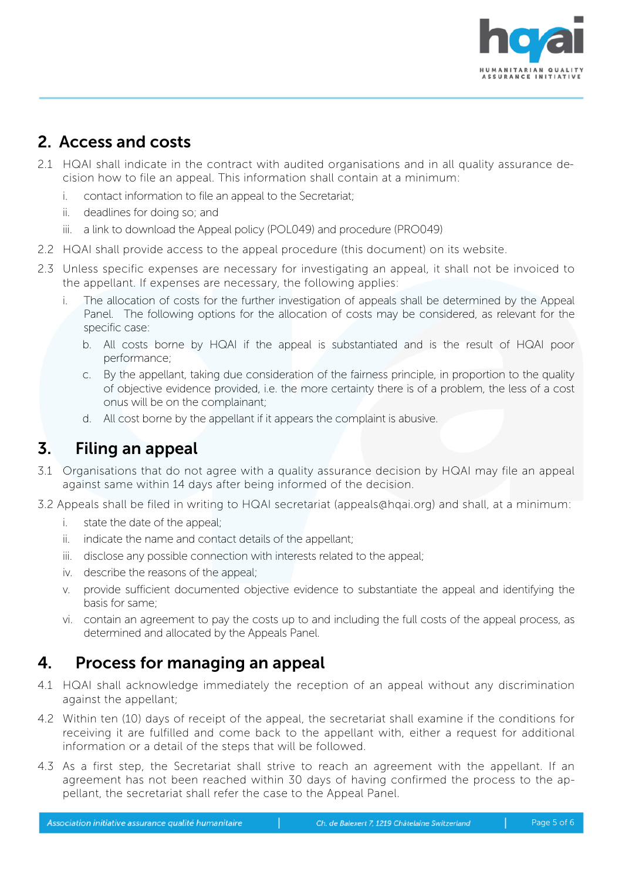## 2. Access and costs

2.1 HQAI shall indicate in the contract with audited organisations and in all quality assurance decision how to file an appeal. This information shall contain at a minimum:

  i. contact information to file an appeal to the Secretariat;
  ii. deadlines for doing so; and
  iii. a link to download the Appeal policy (POL049) and procedure (PRO049)

2.2 HQAI shall provide access to the appeal procedure (this document) on its website.

2.3 Unless specific expenses are necessary for investigating an appeal, it shall not be invoiced to the appellant. If expenses are necessary, the following applies:

  i. The allocation of costs for the further investigation of appeals shall be determined by the Appeal Panel. The following options for the allocation of costs may be considered, as relevant for the specific case:
    b. All costs borne by HQAI if the appeal is substantiated and is the result of HQAI poor performance;
    c. By the appellant, taking due consideration of the fairness principle, in proportion to the quality of objective evidence provided, i.e. the more certainty there is of a problem, the less of a cost onus will be on the complainant;
    d. All cost borne by the appellant if it appears the complaint is abusive.

## 3. Filing an appeal

3.1 Organisations that do not agree with a quality assurance decision by HQAI may file an appeal against same within 14 days after being informed of the decision.

3.2 Appeals shall be filed in writing to HQAI secretariat (appeals@hqai.org) and shall, at a minimum:

  i. state the date of the appeal;
  ii. indicate the name and contact details of the appellant;
  iii. disclose any possible connection with interests related to the appeal;
  iv. describe the reasons of the appeal;
  v. provide sufficient documented objective evidence to substantiate the appeal and identifying the basis for same;
  vi. contain an agreement to pay the costs up to and including the full costs of the appeal process, as determined and allocated by the Appeals Panel.

## 4. Process for managing an appeal

4.1 HQAI shall acknowledge immediately the reception of an appeal without any discrimination against the appellant;

4.2 Within ten (10) days of receipt of the appeal, the secretariat shall examine if the conditions for receiving it are fulfilled and come back to the appellant with, either a request for additional information or a detail of the steps that will be followed.

4.3 As a first step, the Secretariat shall strive to reach an agreement with the appellant. If an agreement has not been reached within 30 days of having confirmed the process to the appellant, the secretariat shall refer the case to the Appeal Panel.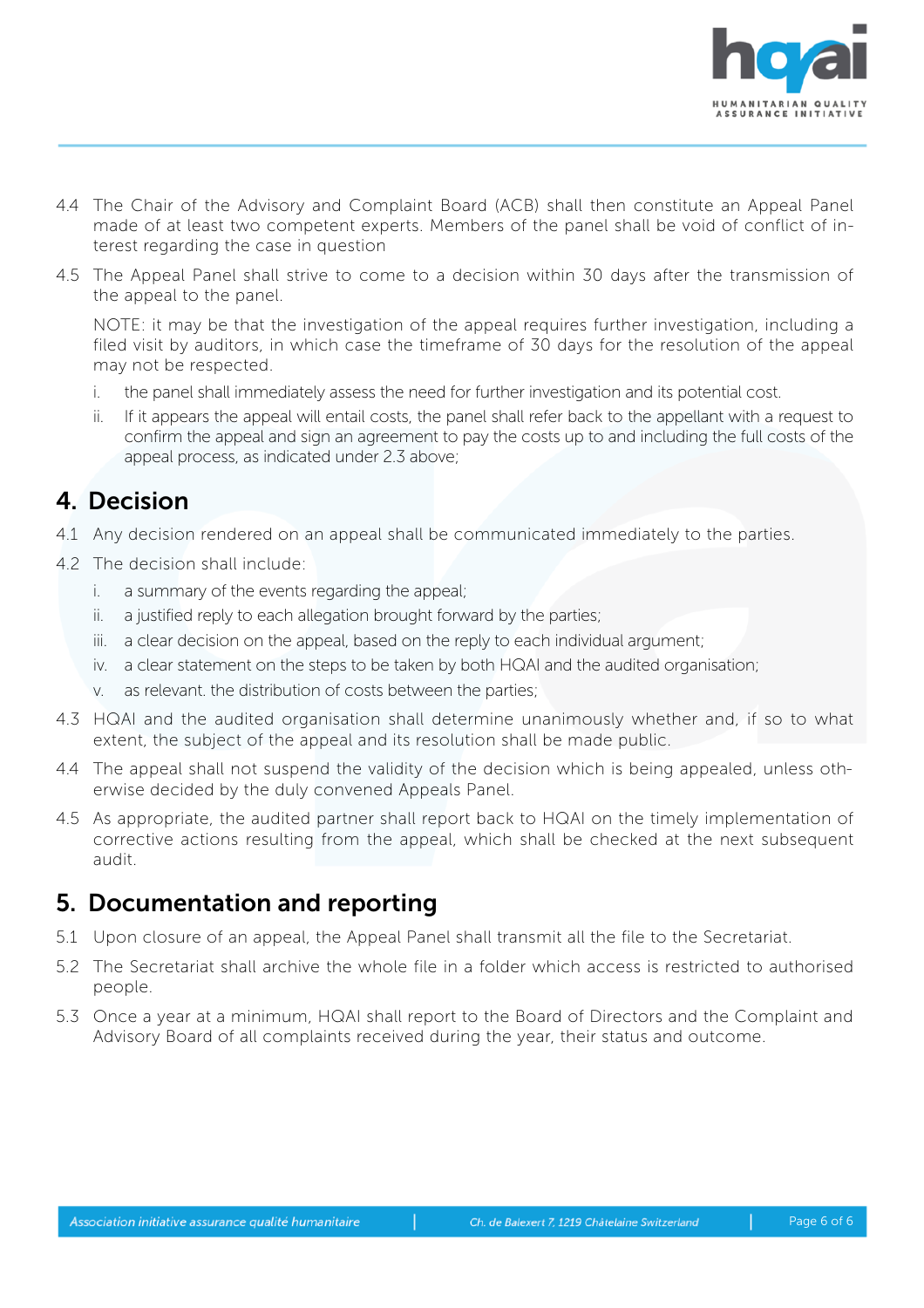4.4 The Chair of the Advisory and Complaint Board (ACB) shall then constitute an Appeal Panel made of at least two competent experts. Members of the panel shall be void of conflict of interest regarding the case in question

4.5 The Appeal Panel shall strive to come to a decision within 30 days after the transmission of the appeal to the panel.

NOTE: it may be that the investigation of the appeal requires further investigation, including a filed visit by auditors, in which case the timeframe of 30 days for the resolution of the appeal may not be respected.

i. the panel shall immediately assess the need for further investigation and its potential cost.

ii. If it appears the appeal will entail costs, the panel shall refer back to the appellant with a request to confirm the appeal and sign an agreement to pay the costs up to and including the full costs of the appeal process, as indicated under 2.3 above;

## 4. Decision

4.1 Any decision rendered on an appeal shall be communicated immediately to the parties.

4.2 The decision shall include:

i. a summary of the events regarding the appeal;

ii. a justified reply to each allegation brought forward by the parties;

iii. a clear decision on the appeal, based on the reply to each individual argument;

iv. a clear statement on the steps to be taken by both HQAI and the audited organisation;

v. as relevant. the distribution of costs between the parties;

4.3 HQAI and the audited organisation shall determine unanimously whether and, if so to what extent, the subject of the appeal and its resolution shall be made public.

4.4 The appeal shall not suspend the validity of the decision which is being appealed, unless otherwise decided by the duly convened Appeals Panel.

4.5 As appropriate, the audited partner shall report back to HQAI on the timely implementation of corrective actions resulting from the appeal, which shall be checked at the next subsequent audit.

## 5. Documentation and reporting

5.1 Upon closure of an appeal, the Appeal Panel shall transmit all the file to the Secretariat.

5.2 The Secretariat shall archive the whole file in a folder which access is restricted to authorised people.

5.3 Once a year at a minimum, HQAI shall report to the Board of Directors and the Complaint and Advisory Board of all complaints received during the year, their status and outcome.